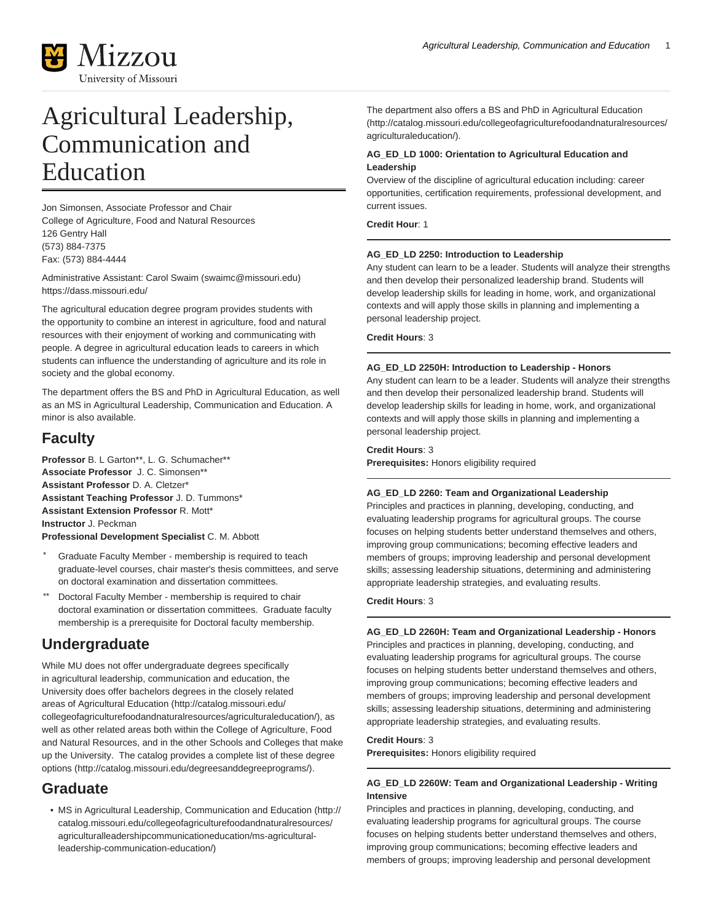# Agricultural Leadership, Communication and Education

Jon Simonsen, Associate Professor and Chair
College of Agriculture, Food and Natural Resources
126 Gentry Hall
(573) 884-7375
Fax: (573) 884-4444

Administrative Assistant: Carol Swaim (swaimc@missouri.edu)
https://dass.missouri.edu/

The agricultural education degree program provides students with the opportunity to combine an interest in agriculture, food and natural resources with their enjoyment of working and communicating with people. A degree in agricultural education leads to careers in which students can influence the understanding of agriculture and its role in society and the global economy.

The department offers the BS and PhD in Agricultural Education, as well as an MS in Agricultural Leadership, Communication and Education. A minor is also available.

## Faculty

**Professor** B. L Garton**, L. G. Schumacher**
**Associate Professor** J. C. Simonsen**
**Assistant Professor** D. A. Cletzer*
**Assistant Teaching Professor** J. D. Tummons*
**Assistant Extension Professor** R. Mott*
**Instructor** J. Peckman
**Professional Development Specialist** C. M. Abbott

- * Graduate Faculty Member - membership is required to teach graduate-level courses, chair master's thesis committees, and serve on doctoral examination and dissertation committees.
- ** Doctoral Faculty Member - membership is required to chair doctoral examination or dissertation committees. Graduate faculty membership is a prerequisite for Doctoral faculty membership.

## Undergraduate

While MU does not offer undergraduate degrees specifically in agricultural leadership, communication and education, the University does offer bachelors degrees in the closely related areas of Agricultural Education (http://catalog.missouri.edu/collegeofagriculturefoodandnaturalresources/agriculturaleducation/), as well as other related areas both within the College of Agriculture, Food and Natural Resources, and in the other Schools and Colleges that make up the University. The catalog provides a complete list of these degree options (http://catalog.missouri.edu/degreesanddegreeprograms/).

## Graduate

- MS in Agricultural Leadership, Communication and Education (http://catalog.missouri.edu/collegeofagriculturefoodandnaturalresources/agriculturalleadershipcommunicationeducation/ms-agricultural-leadership-communication-education/)

The department also offers a BS and PhD in Agricultural Education (http://catalog.missouri.edu/collegeofagriculturefoodandnaturalresources/agriculturaleducation/).

**AG_ED_LD 1000: Orientation to Agricultural Education and Leadership**
Overview of the discipline of agricultural education including: career opportunities, certification requirements, professional development, and current issues.

**Credit Hour**: 1

**AG_ED_LD 2250: Introduction to Leadership**
Any student can learn to be a leader. Students will analyze their strengths and then develop their personalized leadership brand. Students will develop leadership skills for leading in home, work, and organizational contexts and will apply those skills in planning and implementing a personal leadership project.

**Credit Hours**: 3

**AG_ED_LD 2250H: Introduction to Leadership - Honors**
Any student can learn to be a leader. Students will analyze their strengths and then develop their personalized leadership brand. Students will develop leadership skills for leading in home, work, and organizational contexts and will apply those skills in planning and implementing a personal leadership project.

**Credit Hours**: 3
**Prerequisites:** Honors eligibility required

**AG_ED_LD 2260: Team and Organizational Leadership**
Principles and practices in planning, developing, conducting, and evaluating leadership programs for agricultural groups. The course focuses on helping students better understand themselves and others, improving group communications; becoming effective leaders and members of groups; improving leadership and personal development skills; assessing leadership situations, determining and administering appropriate leadership strategies, and evaluating results.

**Credit Hours**: 3

**AG_ED_LD 2260H: Team and Organizational Leadership - Honors**
Principles and practices in planning, developing, conducting, and evaluating leadership programs for agricultural groups. The course focuses on helping students better understand themselves and others, improving group communications; becoming effective leaders and members of groups; improving leadership and personal development skills; assessing leadership situations, determining and administering appropriate leadership strategies, and evaluating results.

**Credit Hours**: 3
**Prerequisites:** Honors eligibility required

**AG_ED_LD 2260W: Team and Organizational Leadership - Writing Intensive**
Principles and practices in planning, developing, conducting, and evaluating leadership programs for agricultural groups. The course focuses on helping students better understand themselves and others, improving group communications; becoming effective leaders and members of groups; improving leadership and personal development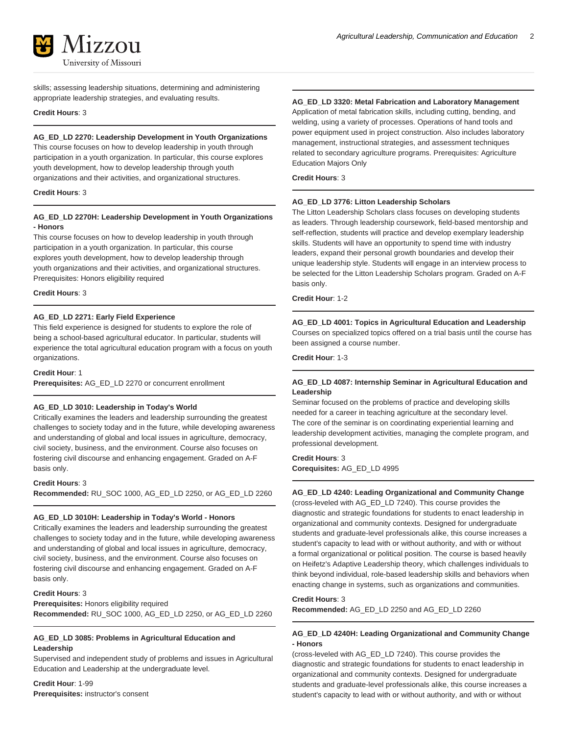skills; assessing leadership situations, determining and administering appropriate leadership strategies, and evaluating results.

**Credit Hours**: 3

#### AG_ED_LD 2270: Leadership Development in Youth Organizations

This course focuses on how to develop leadership in youth through participation in a youth organization. In particular, this course explores youth development, how to develop leadership through youth organizations and their activities, and organizational structures.

**Credit Hours**: 3

#### AG_ED_LD 2270H: Leadership Development in Youth Organizations - Honors

This course focuses on how to develop leadership in youth through participation in a youth organization. In particular, this course explores youth development, how to develop leadership through youth organizations and their activities, and organizational structures. Prerequisites: Honors eligibility required

**Credit Hours**: 3

#### AG_ED_LD 2271: Early Field Experience

This field experience is designed for students to explore the role of being a school-based agricultural educator. In particular, students will experience the total agricultural education program with a focus on youth organizations.

**Credit Hour**: 1
**Prerequisites:** AG_ED_LD 2270 or concurrent enrollment

#### AG_ED_LD 3010: Leadership in Today's World

Critically examines the leaders and leadership surrounding the greatest challenges to society today and in the future, while developing awareness and understanding of global and local issues in agriculture, democracy, civil society, business, and the environment. Course also focuses on fostering civil discourse and enhancing engagement. Graded on A-F basis only.

**Credit Hours**: 3
**Recommended:** RU_SOC 1000, AG_ED_LD 2250, or AG_ED_LD 2260

#### AG_ED_LD 3010H: Leadership in Today's World - Honors

Critically examines the leaders and leadership surrounding the greatest challenges to society today and in the future, while developing awareness and understanding of global and local issues in agriculture, democracy, civil society, business, and the environment. Course also focuses on fostering civil discourse and enhancing engagement. Graded on A-F basis only.

**Credit Hours**: 3
**Prerequisites:** Honors eligibility required
**Recommended:** RU_SOC 1000, AG_ED_LD 2250, or AG_ED_LD 2260

#### AG_ED_LD 3085: Problems in Agricultural Education and Leadership

Supervised and independent study of problems and issues in Agricultural Education and Leadership at the undergraduate level.

**Credit Hour**: 1-99
**Prerequisites:** instructor's consent

#### AG_ED_LD 3320: Metal Fabrication and Laboratory Management

Application of metal fabrication skills, including cutting, bending, and welding, using a variety of processes. Operations of hand tools and power equipment used in project construction. Also includes laboratory management, instructional strategies, and assessment techniques related to secondary agriculture programs. Prerequisites: Agriculture Education Majors Only

**Credit Hours**: 3

#### AG_ED_LD 3776: Litton Leadership Scholars

The Litton Leadership Scholars class focuses on developing students as leaders. Through leadership coursework, field-based mentorship and self-reflection, students will practice and develop exemplary leadership skills. Students will have an opportunity to spend time with industry leaders, expand their personal growth boundaries and develop their unique leadership style. Students will engage in an interview process to be selected for the Litton Leadership Scholars program. Graded on A-F basis only.

**Credit Hour**: 1-2

#### AG_ED_LD 4001: Topics in Agricultural Education and Leadership

Courses on specialized topics offered on a trial basis until the course has been assigned a course number.

**Credit Hour**: 1-3

#### AG_ED_LD 4087: Internship Seminar in Agricultural Education and Leadership

Seminar focused on the problems of practice and developing skills needed for a career in teaching agriculture at the secondary level. The core of the seminar is on coordinating experiential learning and leadership development activities, managing the complete program, and professional development.

**Credit Hours**: 3
**Corequisites:** AG_ED_LD 4995

#### AG_ED_LD 4240: Leading Organizational and Community Change

(cross-leveled with AG_ED_LD 7240). This course provides the diagnostic and strategic foundations for students to enact leadership in organizational and community contexts. Designed for undergraduate students and graduate-level professionals alike, this course increases a student's capacity to lead with or without authority, and with or without a formal organizational or political position. The course is based heavily on Heifetz's Adaptive Leadership theory, which challenges individuals to think beyond individual, role-based leadership skills and behaviors when enacting change in systems, such as organizations and communities.

**Credit Hours**: 3
**Recommended:** AG_ED_LD 2250 and AG_ED_LD 2260

#### AG_ED_LD 4240H: Leading Organizational and Community Change - Honors

(cross-leveled with AG_ED_LD 7240). This course provides the diagnostic and strategic foundations for students to enact leadership in organizational and community contexts. Designed for undergraduate students and graduate-level professionals alike, this course increases a student's capacity to lead with or without authority, and with or without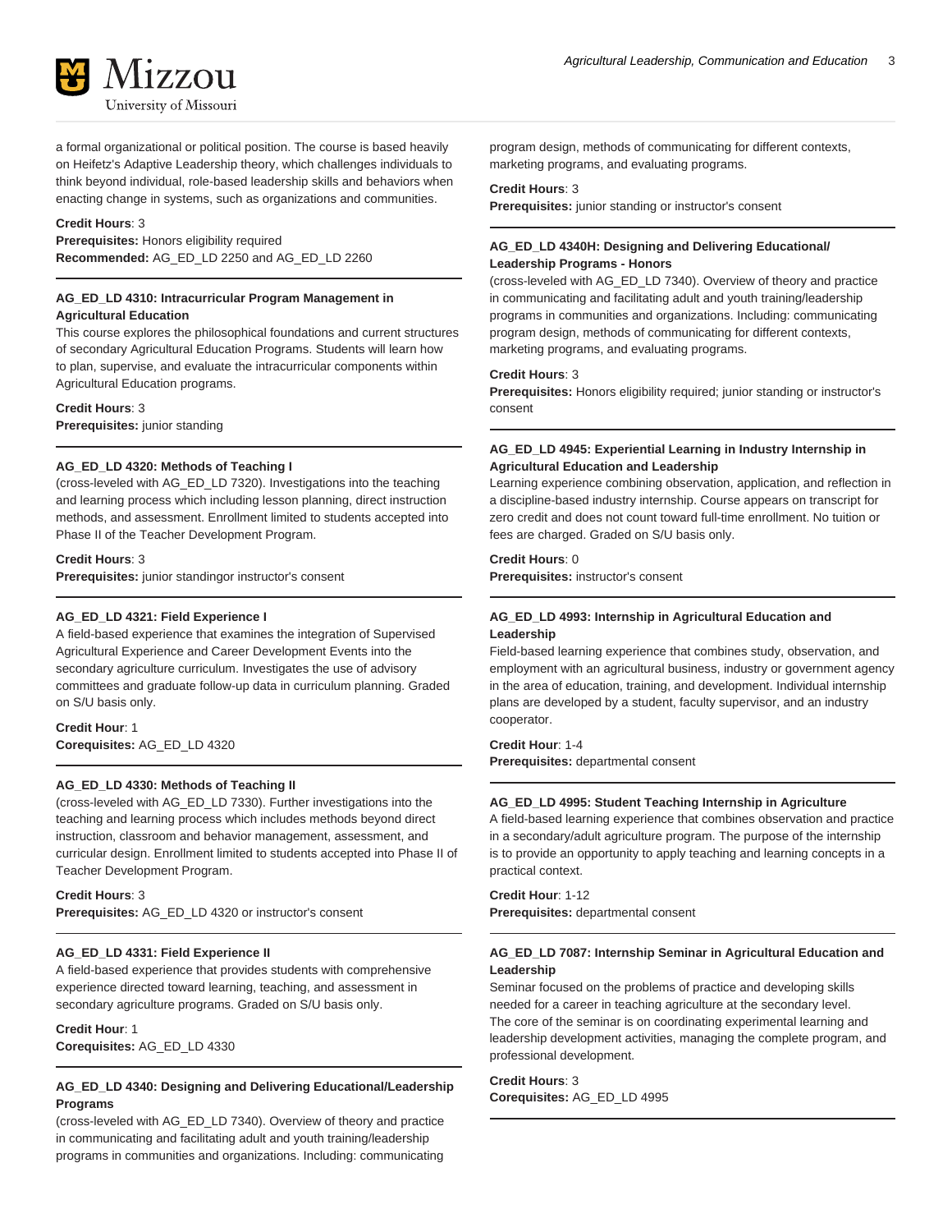a formal organizational or political position. The course is based heavily on Heifetz's Adaptive Leadership theory, which challenges individuals to think beyond individual, role-based leadership skills and behaviors when enacting change in systems, such as organizations and communities.

**Credit Hours**: 3
**Prerequisites:** Honors eligibility required
**Recommended:** AG_ED_LD 2250 and AG_ED_LD 2260

---

**AG_ED_LD 4310: Intracurricular Program Management in Agricultural Education**
This course explores the philosophical foundations and current structures of secondary Agricultural Education Programs. Students will learn how to plan, supervise, and evaluate the intracurricular components within Agricultural Education programs.

**Credit Hours**: 3
**Prerequisites:** junior standing

---

**AG_ED_LD 4320: Methods of Teaching I**
(cross-leveled with AG_ED_LD 7320). Investigations into the teaching and learning process which including lesson planning, direct instruction methods, and assessment. Enrollment limited to students accepted into Phase II of the Teacher Development Program.

**Credit Hours**: 3
**Prerequisites:** junior standingor instructor's consent

---

**AG_ED_LD 4321: Field Experience I**
A field-based experience that examines the integration of Supervised Agricultural Experience and Career Development Events into the secondary agriculture curriculum. Investigates the use of advisory committees and graduate follow-up data in curriculum planning. Graded on S/U basis only.

**Credit Hour**: 1
**Corequisites:** AG_ED_LD 4320

---

**AG_ED_LD 4330: Methods of Teaching II**
(cross-leveled with AG_ED_LD 7330). Further investigations into the teaching and learning process which includes methods beyond direct instruction, classroom and behavior management, assessment, and curricular design. Enrollment limited to students accepted into Phase II of Teacher Development Program.

**Credit Hours**: 3
**Prerequisites:** AG_ED_LD 4320 or instructor's consent

---

**AG_ED_LD 4331: Field Experience II**
A field-based experience that provides students with comprehensive experience directed toward learning, teaching, and assessment in secondary agriculture programs. Graded on S/U basis only.

**Credit Hour**: 1
**Corequisites:** AG_ED_LD 4330

---

**AG_ED_LD 4340: Designing and Delivering Educational/Leadership Programs**
(cross-leveled with AG_ED_LD 7340). Overview of theory and practice in communicating and facilitating adult and youth training/leadership programs in communities and organizations. Including: communicating program design, methods of communicating for different contexts, marketing programs, and evaluating programs.

**Credit Hours**: 3
**Prerequisites:** junior standing or instructor's consent

---

**AG_ED_LD 4340H: Designing and Delivering Educational/Leadership Programs - Honors**
(cross-leveled with AG_ED_LD 7340). Overview of theory and practice in communicating and facilitating adult and youth training/leadership programs in communities and organizations. Including: communicating program design, methods of communicating for different contexts, marketing programs, and evaluating programs.

**Credit Hours**: 3
**Prerequisites:** Honors eligibility required; junior standing or instructor's consent

---

**AG_ED_LD 4945: Experiential Learning in Industry Internship in Agricultural Education and Leadership**
Learning experience combining observation, application, and reflection in a discipline-based industry internship. Course appears on transcript for zero credit and does not count toward full-time enrollment. No tuition or fees are charged. Graded on S/U basis only.

**Credit Hours**: 0
**Prerequisites:** instructor's consent

---

**AG_ED_LD 4993: Internship in Agricultural Education and Leadership**
Field-based learning experience that combines study, observation, and employment with an agricultural business, industry or government agency in the area of education, training, and development. Individual internship plans are developed by a student, faculty supervisor, and an industry cooperator.

**Credit Hour**: 1-4
**Prerequisites:** departmental consent

---

**AG_ED_LD 4995: Student Teaching Internship in Agriculture**
A field-based learning experience that combines observation and practice in a secondary/adult agriculture program. The purpose of the internship is to provide an opportunity to apply teaching and learning concepts in a practical context.

**Credit Hour**: 1-12
**Prerequisites:** departmental consent

---

**AG_ED_LD 7087: Internship Seminar in Agricultural Education and Leadership**
Seminar focused on the problems of practice and developing skills needed for a career in teaching agriculture at the secondary level. The core of the seminar is on coordinating experimental learning and leadership development activities, managing the complete program, and professional development.

**Credit Hours**: 3
**Corequisites:** AG_ED_LD 4995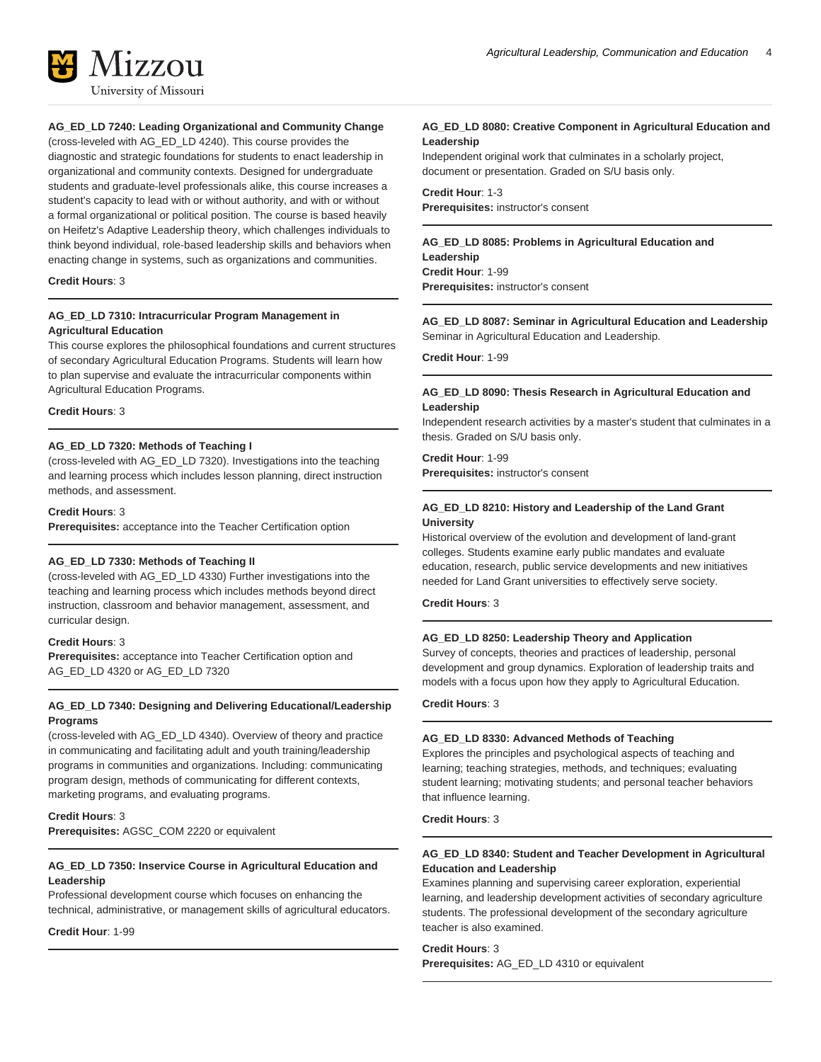#### AG_ED_LD 7240: Leading Organizational and Community Change

(cross-leveled with AG_ED_LD 4240). This course provides the diagnostic and strategic foundations for students to enact leadership in organizational and community contexts. Designed for undergraduate students and graduate-level professionals alike, this course increases a student's capacity to lead with or without authority, and with or without a formal organizational or political position. The course is based heavily on Heifetz's Adaptive Leadership theory, which challenges individuals to think beyond individual, role-based leadership skills and behaviors when enacting change in systems, such as organizations and communities.

**Credit Hours**: 3

#### AG_ED_LD 7310: Intracurricular Program Management in Agricultural Education

This course explores the philosophical foundations and current structures of secondary Agricultural Education Programs. Students will learn how to plan supervise and evaluate the intracurricular components within Agricultural Education Programs.

**Credit Hours**: 3

#### AG_ED_LD 7320: Methods of Teaching I

(cross-leveled with AG_ED_LD 7320). Investigations into the teaching and learning process which includes lesson planning, direct instruction methods, and assessment.

**Credit Hours**: 3
**Prerequisites:** acceptance into the Teacher Certification option

#### AG_ED_LD 7330: Methods of Teaching II

(cross-leveled with AG_ED_LD 4330) Further investigations into the teaching and learning process which includes methods beyond direct instruction, classroom and behavior management, assessment, and curricular design.

**Credit Hours**: 3
**Prerequisites:** acceptance into Teacher Certification option and AG_ED_LD 4320 or AG_ED_LD 7320

#### AG_ED_LD 7340: Designing and Delivering Educational/Leadership Programs

(cross-leveled with AG_ED_LD 4340). Overview of theory and practice in communicating and facilitating adult and youth training/leadership programs in communities and organizations. Including: communicating program design, methods of communicating for different contexts, marketing programs, and evaluating programs.

**Credit Hours**: 3
**Prerequisites:** AGSC_COM 2220 or equivalent

#### AG_ED_LD 7350: Inservice Course in Agricultural Education and Leadership

Professional development course which focuses on enhancing the technical, administrative, or management skills of agricultural educators.

**Credit Hour**: 1-99

#### AG_ED_LD 8080: Creative Component in Agricultural Education and Leadership

Independent original work that culminates in a scholarly project, document or presentation. Graded on S/U basis only.

**Credit Hour**: 1-3
**Prerequisites:** instructor's consent

#### AG_ED_LD 8085: Problems in Agricultural Education and Leadership

**Credit Hour**: 1-99
**Prerequisites:** instructor's consent

#### AG_ED_LD 8087: Seminar in Agricultural Education and Leadership

Seminar in Agricultural Education and Leadership.

**Credit Hour**: 1-99

#### AG_ED_LD 8090: Thesis Research in Agricultural Education and Leadership

Independent research activities by a master's student that culminates in a thesis. Graded on S/U basis only.

**Credit Hour**: 1-99
**Prerequisites:** instructor's consent

#### AG_ED_LD 8210: History and Leadership of the Land Grant University

Historical overview of the evolution and development of land-grant colleges. Students examine early public mandates and evaluate education, research, public service developments and new initiatives needed for Land Grant universities to effectively serve society.

**Credit Hours**: 3

#### AG_ED_LD 8250: Leadership Theory and Application

Survey of concepts, theories and practices of leadership, personal development and group dynamics. Exploration of leadership traits and models with a focus upon how they apply to Agricultural Education.

**Credit Hours**: 3

#### AG_ED_LD 8330: Advanced Methods of Teaching

Explores the principles and psychological aspects of teaching and learning; teaching strategies, methods, and techniques; evaluating student learning; motivating students; and personal teacher behaviors that influence learning.

**Credit Hours**: 3

#### AG_ED_LD 8340: Student and Teacher Development in Agricultural Education and Leadership

Examines planning and supervising career exploration, experiential learning, and leadership development activities of secondary agriculture students. The professional development of the secondary agriculture teacher is also examined.

**Credit Hours**: 3
**Prerequisites:** AG_ED_LD 4310 or equivalent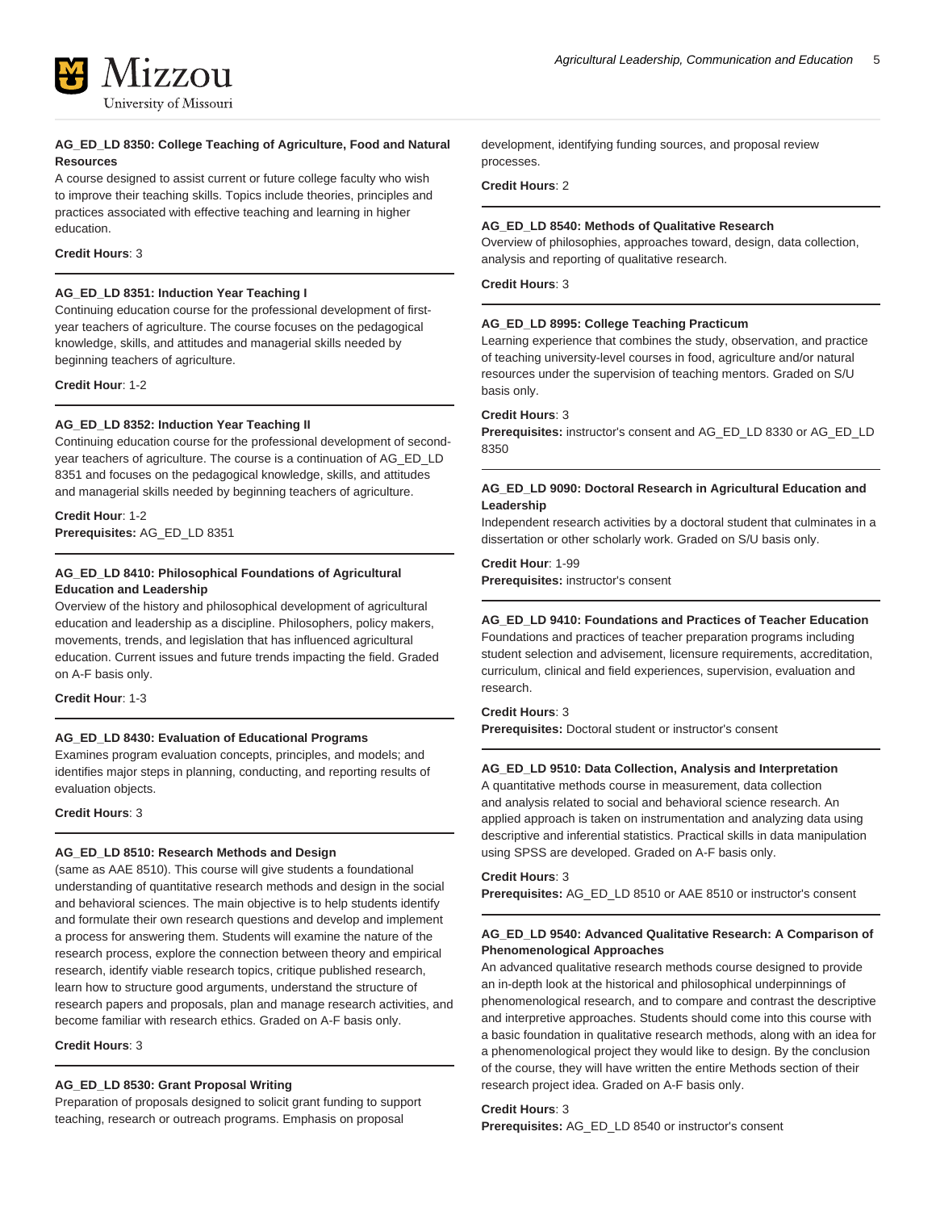#### AG_ED_LD 8350: College Teaching of Agriculture, Food and Natural Resources

A course designed to assist current or future college faculty who wish to improve their teaching skills. Topics include theories, principles and practices associated with effective teaching and learning in higher education.

**Credit Hours**: 3

#### AG_ED_LD 8351: Induction Year Teaching I

Continuing education course for the professional development of first-year teachers of agriculture. The course focuses on the pedagogical knowledge, skills, and attitudes and managerial skills needed by beginning teachers of agriculture.

**Credit Hour**: 1-2

#### AG_ED_LD 8352: Induction Year Teaching II

Continuing education course for the professional development of second-year teachers of agriculture. The course is a continuation of AG_ED_LD 8351 and focuses on the pedagogical knowledge, skills, and attitudes and managerial skills needed by beginning teachers of agriculture.

**Credit Hour**: 1-2
**Prerequisites:** AG_ED_LD 8351

#### AG_ED_LD 8410: Philosophical Foundations of Agricultural Education and Leadership

Overview of the history and philosophical development of agricultural education and leadership as a discipline. Philosophers, policy makers, movements, trends, and legislation that has influenced agricultural education. Current issues and future trends impacting the field. Graded on A-F basis only.

**Credit Hour**: 1-3

#### AG_ED_LD 8430: Evaluation of Educational Programs

Examines program evaluation concepts, principles, and models; and identifies major steps in planning, conducting, and reporting results of evaluation objects.

**Credit Hours**: 3

#### AG_ED_LD 8510: Research Methods and Design

(same as AAE 8510). This course will give students a foundational understanding of quantitative research methods and design in the social and behavioral sciences. The main objective is to help students identify and formulate their own research questions and develop and implement a process for answering them. Students will examine the nature of the research process, explore the connection between theory and empirical research, identify viable research topics, critique published research, learn how to structure good arguments, understand the structure of research papers and proposals, plan and manage research activities, and become familiar with research ethics. Graded on A-F basis only.

**Credit Hours**: 3

#### AG_ED_LD 8530: Grant Proposal Writing

Preparation of proposals designed to solicit grant funding to support teaching, research or outreach programs. Emphasis on proposal development, identifying funding sources, and proposal review processes.

**Credit Hours**: 2

#### AG_ED_LD 8540: Methods of Qualitative Research

Overview of philosophies, approaches toward, design, data collection, analysis and reporting of qualitative research.

**Credit Hours**: 3

#### AG_ED_LD 8995: College Teaching Practicum

Learning experience that combines the study, observation, and practice of teaching university-level courses in food, agriculture and/or natural resources under the supervision of teaching mentors. Graded on S/U basis only.

**Credit Hours**: 3
**Prerequisites:** instructor's consent and AG_ED_LD 8330 or AG_ED_LD 8350

#### AG_ED_LD 9090: Doctoral Research in Agricultural Education and Leadership

Independent research activities by a doctoral student that culminates in a dissertation or other scholarly work. Graded on S/U basis only.

**Credit Hour**: 1-99
**Prerequisites:** instructor's consent

#### AG_ED_LD 9410: Foundations and Practices of Teacher Education

Foundations and practices of teacher preparation programs including student selection and advisement, licensure requirements, accreditation, curriculum, clinical and field experiences, supervision, evaluation and research.

**Credit Hours**: 3
**Prerequisites:** Doctoral student or instructor's consent

#### AG_ED_LD 9510: Data Collection, Analysis and Interpretation

A quantitative methods course in measurement, data collection and analysis related to social and behavioral science research. An applied approach is taken on instrumentation and analyzing data using descriptive and inferential statistics. Practical skills in data manipulation using SPSS are developed. Graded on A-F basis only.

**Credit Hours**: 3
**Prerequisites:** AG_ED_LD 8510 or AAE 8510 or instructor's consent

#### AG_ED_LD 9540: Advanced Qualitative Research: A Comparison of Phenomenological Approaches

An advanced qualitative research methods course designed to provide an in-depth look at the historical and philosophical underpinnings of phenomenological research, and to compare and contrast the descriptive and interpretive approaches. Students should come into this course with a basic foundation in qualitative research methods, along with an idea for a phenomenological project they would like to design. By the conclusion of the course, they will have written the entire Methods section of their research project idea. Graded on A-F basis only.

**Credit Hours**: 3
**Prerequisites:** AG_ED_LD 8540 or instructor's consent